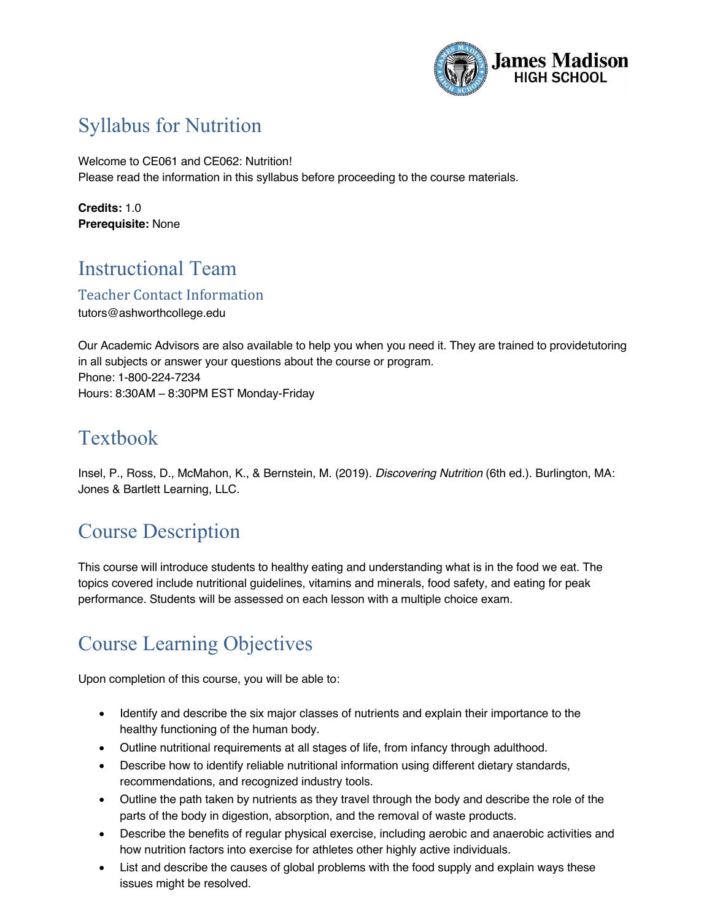# Syllabus for Nutrition

Welcome to CE061 and CE062: Nutrition!
Please read the information in this syllabus before proceeding to the course materials.

**Credits:** 1.0
**Prerequisite:** None

## Instructional Team

### Teacher Contact Information

tutors@ashworthcollege.edu

Our Academic Advisors are also available to help you when you need it. They are trained to providetutoring in all subjects or answer your questions about the course or program.
Phone: 1-800-224-7234
Hours: 8:30AM – 8:30PM EST Monday-Friday

## Textbook

Insel, P., Ross, D., McMahon, K., & Bernstein, M. (2019). *Discovering Nutrition* (6th ed.). Burlington, MA: Jones & Bartlett Learning, LLC.

## Course Description

This course will introduce students to healthy eating and understanding what is in the food we eat. The topics covered include nutritional guidelines, vitamins and minerals, food safety, and eating for peak performance. Students will be assessed on each lesson with a multiple choice exam.

## Course Learning Objectives

Upon completion of this course, you will be able to:

- Identify and describe the six major classes of nutrients and explain their importance to the healthy functioning of the human body.
- Outline nutritional requirements at all stages of life, from infancy through adulthood.
- Describe how to identify reliable nutritional information using different dietary standards, recommendations, and recognized industry tools.
- Outline the path taken by nutrients as they travel through the body and describe the role of the parts of the body in digestion, absorption, and the removal of waste products.
- Describe the benefits of regular physical exercise, including aerobic and anaerobic activities and how nutrition factors into exercise for athletes other highly active individuals.
- List and describe the causes of global problems with the food supply and explain ways these issues might be resolved.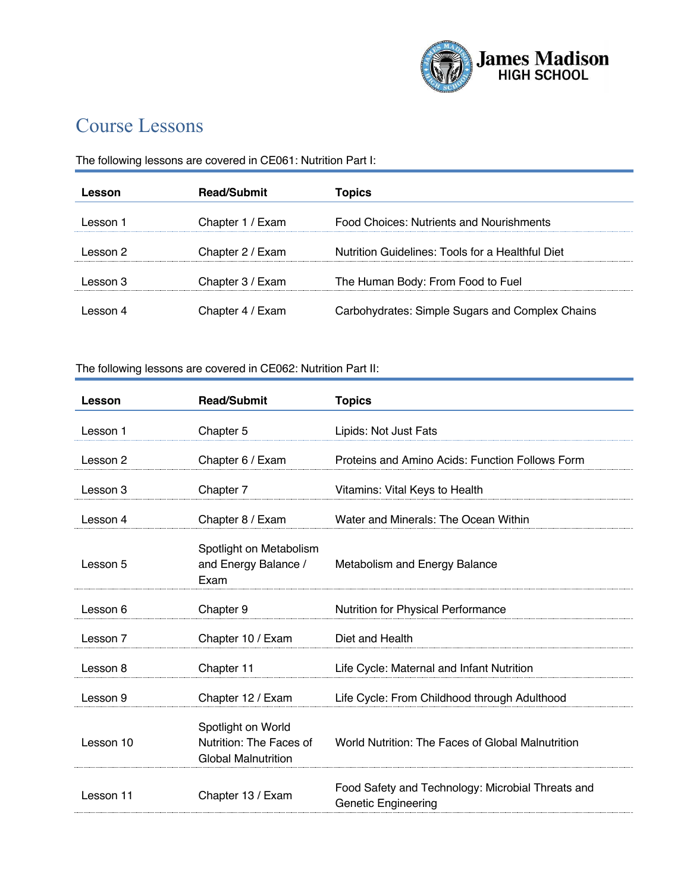# Course Lessons

The following lessons are covered in CE061: Nutrition Part I:

| Lesson | Read/Submit | Topics |
|---|---|---|
| Lesson 1 | Chapter 1 / Exam | Food Choices: Nutrients and Nourishments |
| Lesson 2 | Chapter 2 / Exam | Nutrition Guidelines: Tools for a Healthful Diet |
| Lesson 3 | Chapter 3 / Exam | The Human Body: From Food to Fuel |
| Lesson 4 | Chapter 4 / Exam | Carbohydrates: Simple Sugars and Complex Chains |

The following lessons are covered in CE062: Nutrition Part II:

| Lesson | Read/Submit | Topics |
|---|---|---|
| Lesson 1 | Chapter 5 | Lipids: Not Just Fats |
| Lesson 2 | Chapter 6 / Exam | Proteins and Amino Acids: Function Follows Form |
| Lesson 3 | Chapter 7 | Vitamins: Vital Keys to Health |
| Lesson 4 | Chapter 8 / Exam | Water and Minerals: The Ocean Within |
| Lesson 5 | Spotlight on Metabolism and Energy Balance / Exam | Metabolism and Energy Balance |
| Lesson 6 | Chapter 9 | Nutrition for Physical Performance |
| Lesson 7 | Chapter 10 / Exam | Diet and Health |
| Lesson 8 | Chapter 11 | Life Cycle: Maternal and Infant Nutrition |
| Lesson 9 | Chapter 12 / Exam | Life Cycle: From Childhood through Adulthood |
| Lesson 10 | Spotlight on World Nutrition: The Faces of Global Malnutrition | World Nutrition: The Faces of Global Malnutrition |
| Lesson 11 | Chapter 13 / Exam | Food Safety and Technology: Microbial Threats and Genetic Engineering |